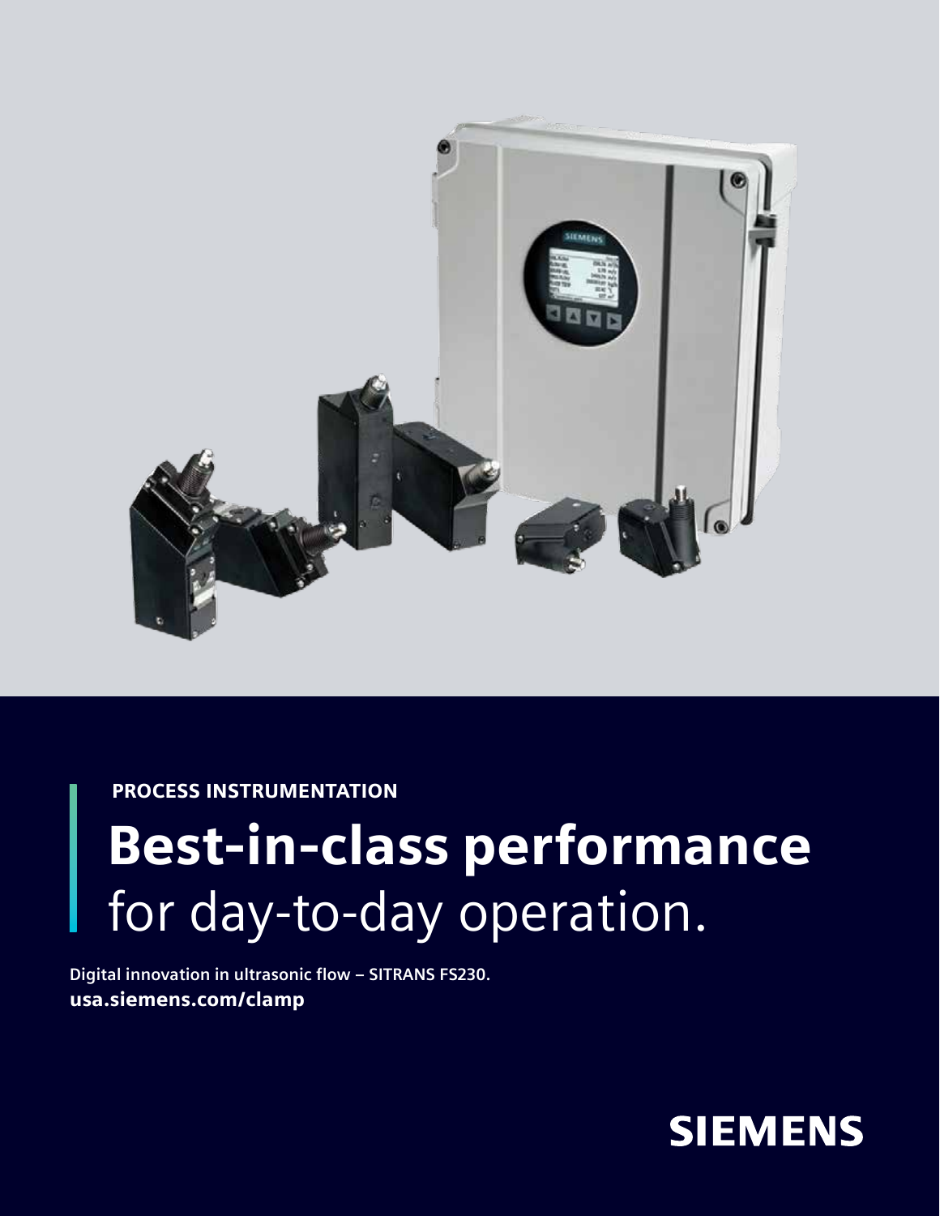PROCESS INSTRUMENTATION

# **Best-in-class performance** for day-to-day operation.

**Digital innovation in ultrasonic flow – SITRANS FS230.**
**usa.siemens.com/clamp**

**SIEMENS**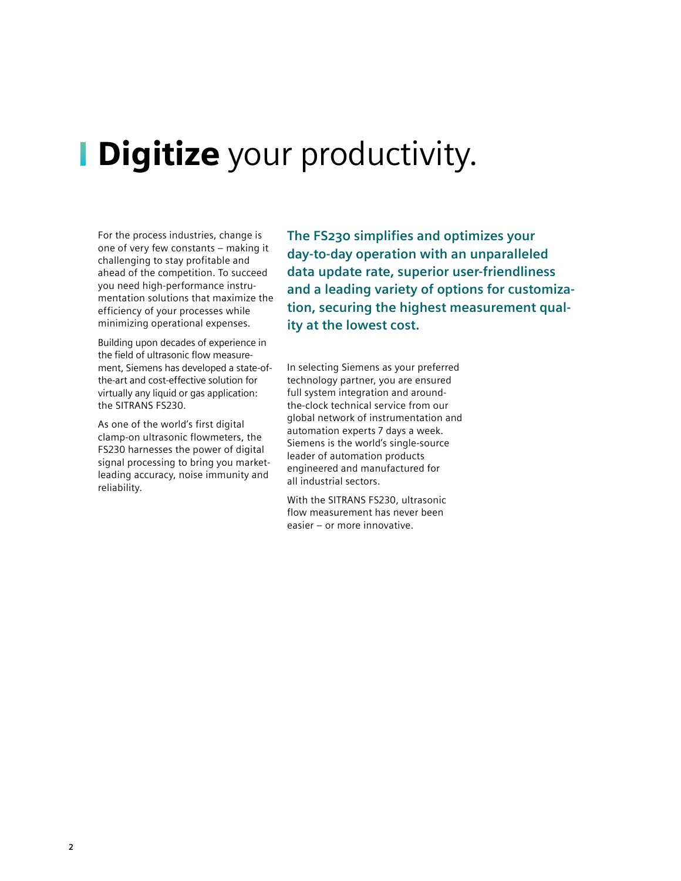# **Digitize** your productivity.

For the process industries, change is one of very few constants – making it challenging to stay profitable and ahead of the competition. To succeed you need high-performance instrumentation solutions that maximize the efficiency of your processes while minimizing operational expenses.

Building upon decades of experience in the field of ultrasonic flow measurement, Siemens has developed a state-of-the-art and cost-effective solution for virtually any liquid or gas application: the SITRANS FS230.

As one of the world's first digital clamp-on ultrasonic flowmeters, the FS230 harnesses the power of digital signal processing to bring you market-leading accuracy, noise immunity and reliability.

**The FS230 simplifies and optimizes your day-to-day operation with an unparalleled data update rate, superior user-friendliness and a leading variety of options for customization, securing the highest measurement quality at the lowest cost.**

In selecting Siemens as your preferred technology partner, you are ensured full system integration and around-the-clock technical service from our global network of instrumentation and automation experts 7 days a week. Siemens is the world's single-source leader of automation products engineered and manufactured for all industrial sectors.

With the SITRANS FS230, ultrasonic flow measurement has never been easier – or more innovative.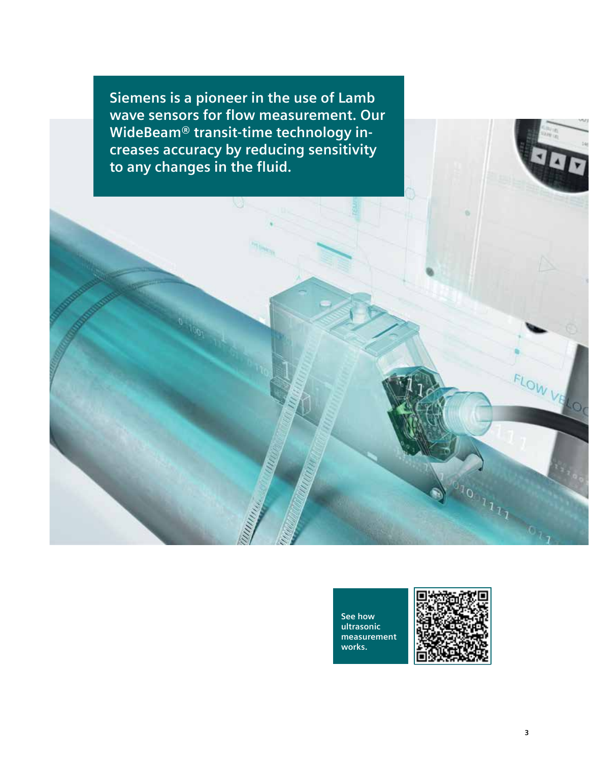**Siemens is a pioneer in the use of Lamb wave sensors for flow measurement. Our WideBeam® transit-time technology increases accuracy by reducing sensitivity to any changes in the fluid.**

See how ultrasonic measurement works.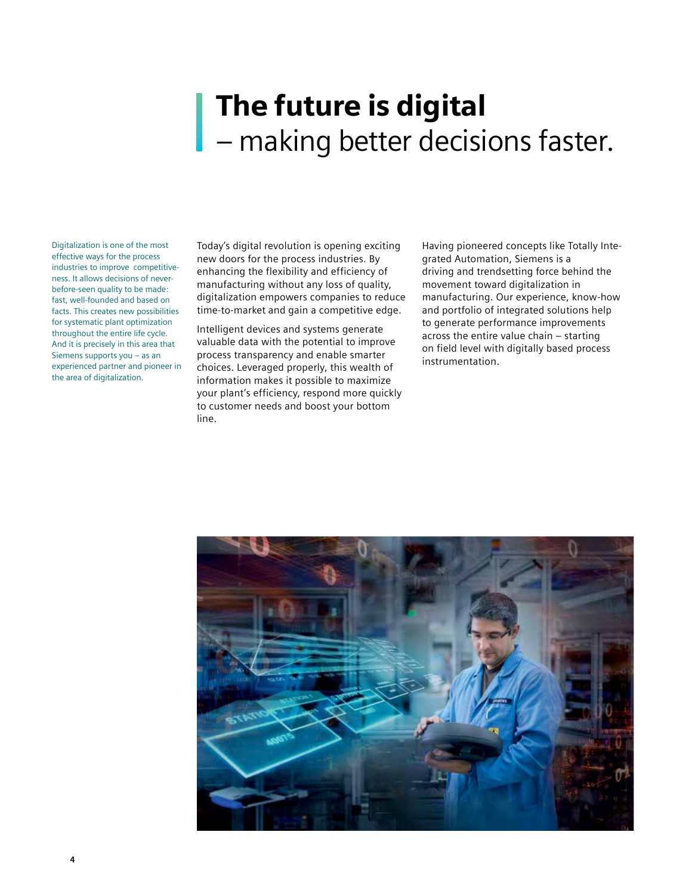# The future is digital
## – making better decisions faster.

Digitalization is one of the most effective ways for the process industries to improve competitiveness. It allows decisions of never-before-seen quality to be made: fast, well-founded and based on facts. This creates new possibilities for systematic plant optimization throughout the entire life cycle. And it is precisely in this area that Siemens supports you – as an experienced partner and pioneer in the area of digitalization.

Today's digital revolution is opening exciting new doors for the process industries. By enhancing the flexibility and efficiency of manufacturing without any loss of quality, digitalization empowers companies to reduce time-to-market and gain a competitive edge.

Intelligent devices and systems generate valuable data with the potential to improve process transparency and enable smarter choices. Leveraged properly, this wealth of information makes it possible to maximize your plant's efficiency, respond more quickly to customer needs and boost your bottom line.

Having pioneered concepts like Totally Integrated Automation, Siemens is a driving and trendsetting force behind the movement toward digitalization in manufacturing. Our experience, know-how and portfolio of integrated solutions help to generate performance improvements across the entire value chain – starting on field level with digitally based process instrumentation.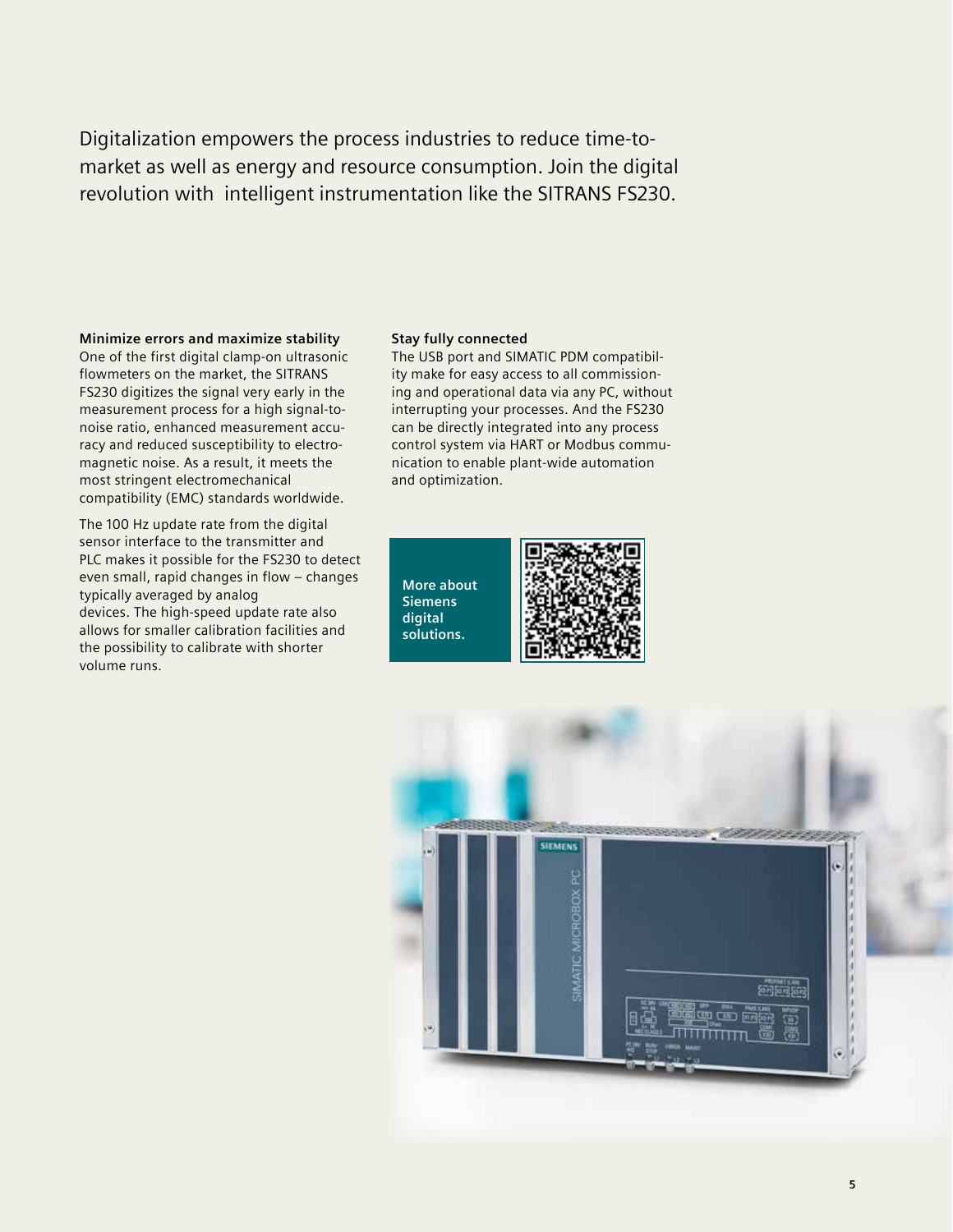Digitalization empowers the process industries to reduce time-to-market as well as energy and resource consumption. Join the digital revolution with intelligent instrumentation like the SITRANS FS230.

**Minimize errors and maximize stability**

One of the first digital clamp-on ultrasonic flowmeters on the market, the SITRANS FS230 digitizes the signal very early in the measurement process for a high signal-to-noise ratio, enhanced measurement accuracy and reduced susceptibility to electromagnetic noise. As a result, it meets the most stringent electromechanical compatibility (EMC) standards worldwide.

The 100 Hz update rate from the digital sensor interface to the transmitter and PLC makes it possible for the FS230 to detect even small, rapid changes in flow – changes typically averaged by analog devices. The high-speed update rate also allows for smaller calibration facilities and the possibility to calibrate with shorter volume runs.

**Stay fully connected**

The USB port and SIMATIC PDM compatibility make for easy access to all commissioning and operational data via any PC, without interrupting your processes. And the FS230 can be directly integrated into any process control system via HART or Modbus communication to enable plant-wide automation and optimization.

**More about Siemens digital solutions.**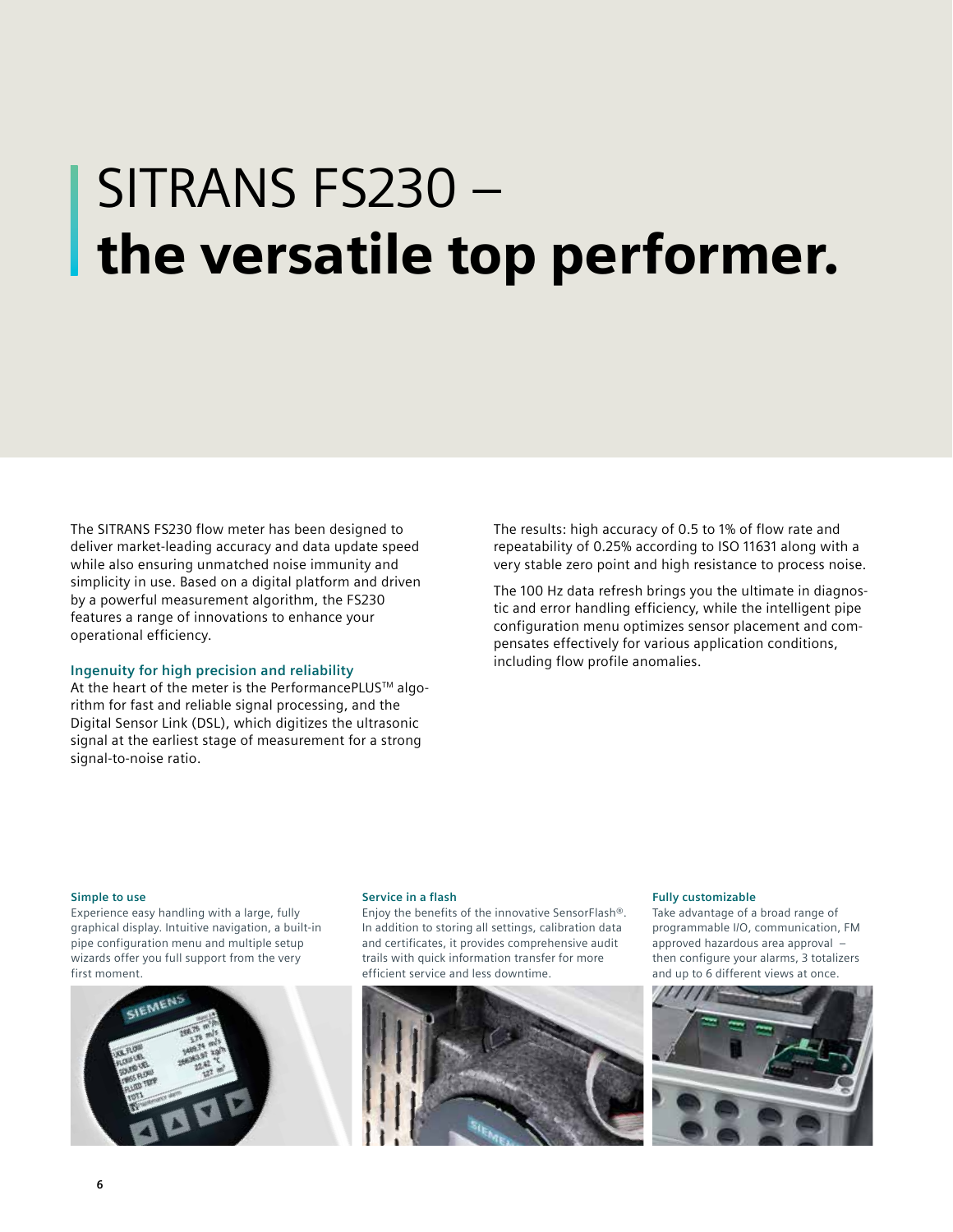# SITRANS FS230 – **the versatile top performer.**

The SITRANS FS230 flow meter has been designed to deliver market-leading accuracy and data update speed while also ensuring unmatched noise immunity and simplicity in use. Based on a digital platform and driven by a powerful measurement algorithm, the FS230 features a range of innovations to enhance your operational efficiency.

### Ingenuity for high precision and reliability

At the heart of the meter is the PerformancePLUS™ algorithm for fast and reliable signal processing, and the Digital Sensor Link (DSL), which digitizes the ultrasonic signal at the earliest stage of measurement for a strong signal-to-noise ratio.

The results: high accuracy of 0.5 to 1% of flow rate and repeatability of 0.25% according to ISO 11631 along with a very stable zero point and high resistance to process noise.

The 100 Hz data refresh brings you the ultimate in diagnostic and error handling efficiency, while the intelligent pipe configuration menu optimizes sensor placement and compensates effectively for various application conditions, including flow profile anomalies.

#### Simple to use

Experience easy handling with a large, fully graphical display. Intuitive navigation, a built-in pipe configuration menu and multiple setup wizards offer you full support from the very first moment.

#### Service in a flash

Enjoy the benefits of the innovative SensorFlash®. In addition to storing all settings, calibration data and certificates, it provides comprehensive audit trails with quick information transfer for more efficient service and less downtime.

#### Fully customizable

Take advantage of a broad range of programmable I/O, communication, FM approved hazardous area approval – then configure your alarms, 3 totalizers and up to 6 different views at once.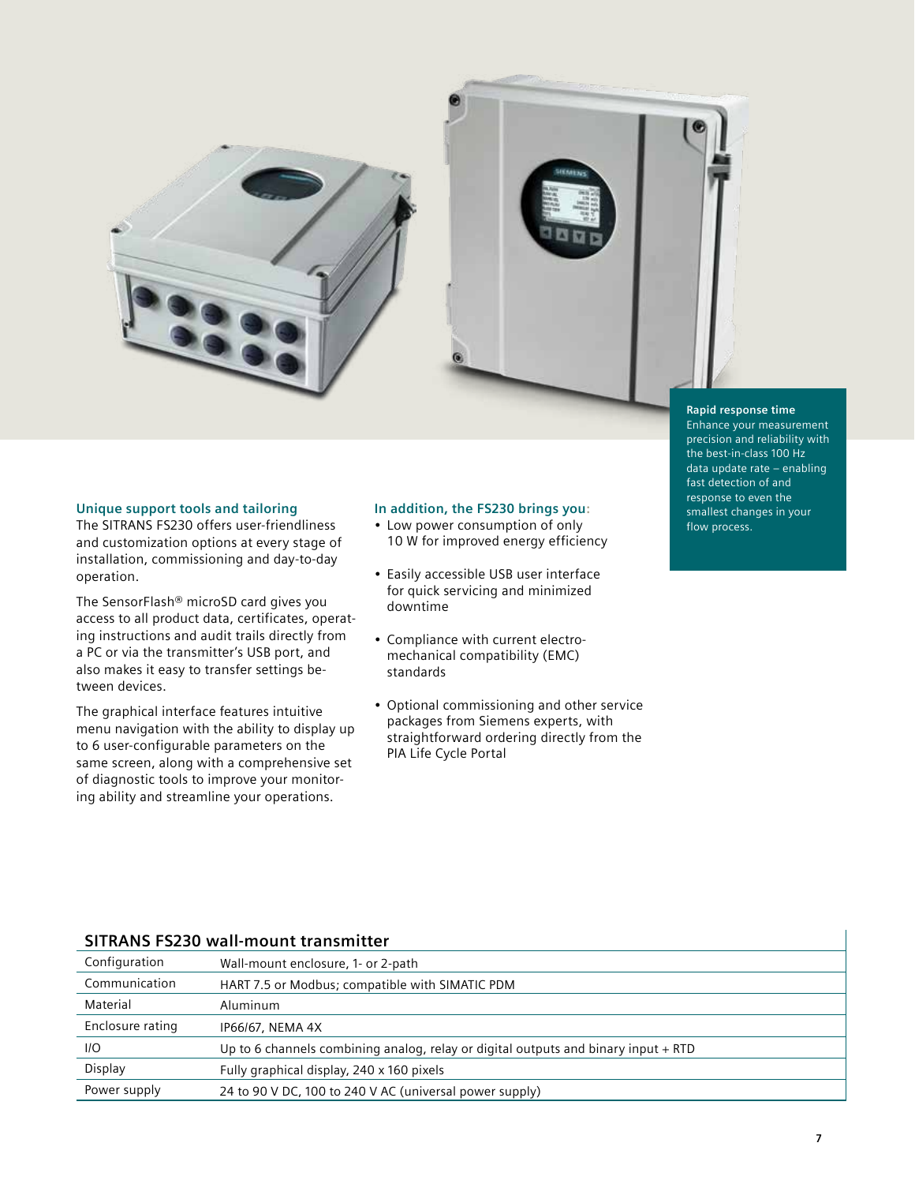**Rapid response time**
Enhance your measurement precision and reliability with the best-in-class 100 Hz data update rate – enabling fast detection of and response to even the smallest changes in your flow process.

### Unique support tools and tailoring

The SITRANS FS230 offers user-friendliness and customization options at every stage of installation, commissioning and day-to-day operation.

The SensorFlash® microSD card gives you access to all product data, certificates, operating instructions and audit trails directly from a PC or via the transmitter's USB port, and also makes it easy to transfer settings between devices.

The graphical interface features intuitive menu navigation with the ability to display up to 6 user-configurable parameters on the same screen, along with a comprehensive set of diagnostic tools to improve your monitoring ability and streamline your operations.

### In addition, the FS230 brings you:

- Low power consumption of only 10 W for improved energy efficiency
- Easily accessible USB user interface for quick servicing and minimized downtime
- Compliance with current electro-mechanical compatibility (EMC) standards
- Optional commissioning and other service packages from Siemens experts, with straightforward ordering directly from the PIA Life Cycle Portal

### SITRANS FS230 wall-mount transmitter

| | |
|---|---|
| Configuration | Wall-mount enclosure, 1- or 2-path |
| Communication | HART 7.5 or Modbus; compatible with SIMATIC PDM |
| Material | Aluminum |
| Enclosure rating | IP66/67, NEMA 4X |
| I/O | Up to 6 channels combining analog, relay or digital outputs and binary input + RTD |
| Display | Fully graphical display, 240 x 160 pixels |
| Power supply | 24 to 90 V DC, 100 to 240 V AC (universal power supply) |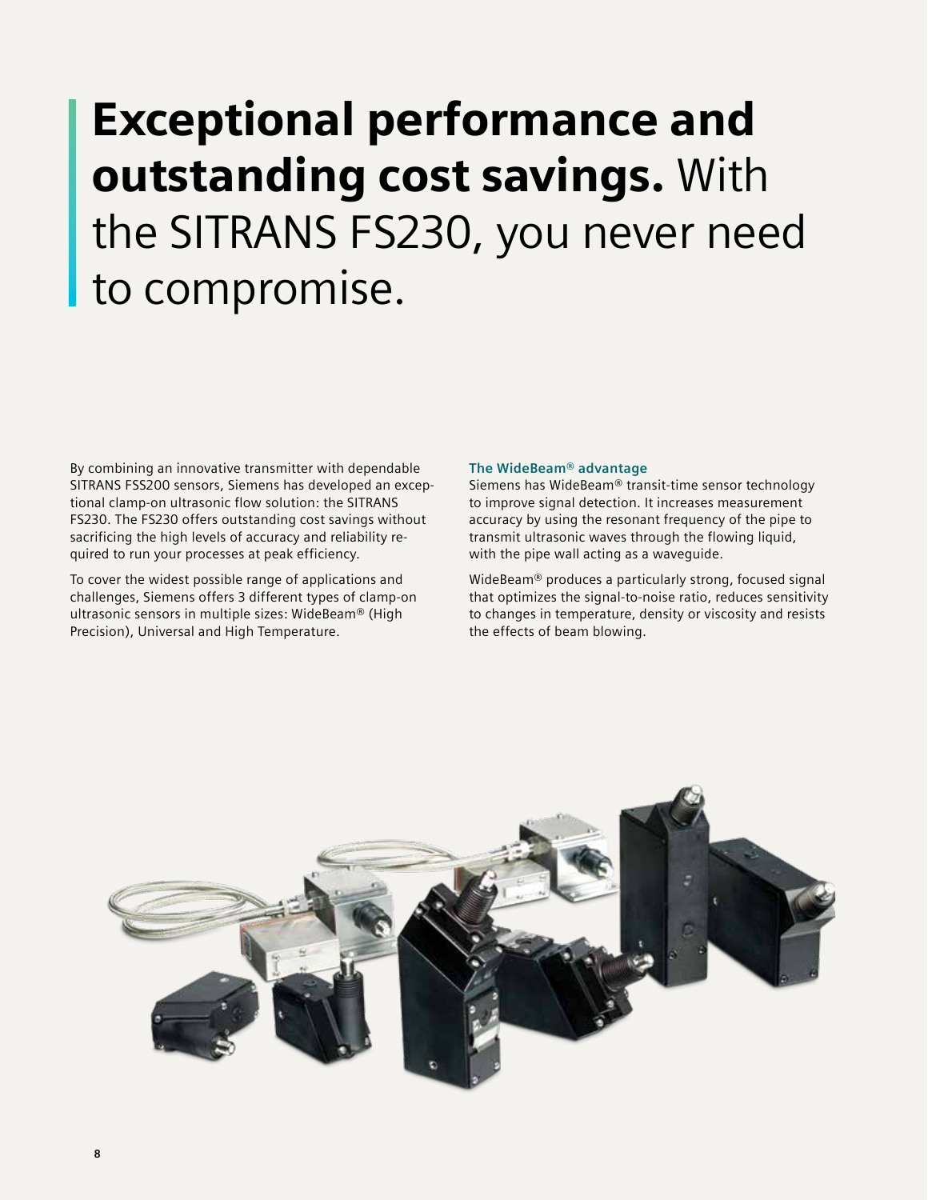# **Exceptional performance and outstanding cost savings.** With the SITRANS FS230, you never need to compromise.

By combining an innovative transmitter with dependable SITRANS FSS200 sensors, Siemens has developed an exceptional clamp-on ultrasonic flow solution: the SITRANS FS230. The FS230 offers outstanding cost savings without sacrificing the high levels of accuracy and reliability required to run your processes at peak efficiency.

To cover the widest possible range of applications and challenges, Siemens offers 3 different types of clamp-on ultrasonic sensors in multiple sizes: WideBeam® (High Precision), Universal and High Temperature.

### The WideBeam® advantage

Siemens has WideBeam® transit-time sensor technology to improve signal detection. It increases measurement accuracy by using the resonant frequency of the pipe to transmit ultrasonic waves through the flowing liquid, with the pipe wall acting as a waveguide.

WideBeam® produces a particularly strong, focused signal that optimizes the signal-to-noise ratio, reduces sensitivity to changes in temperature, density or viscosity and resists the effects of beam blowing.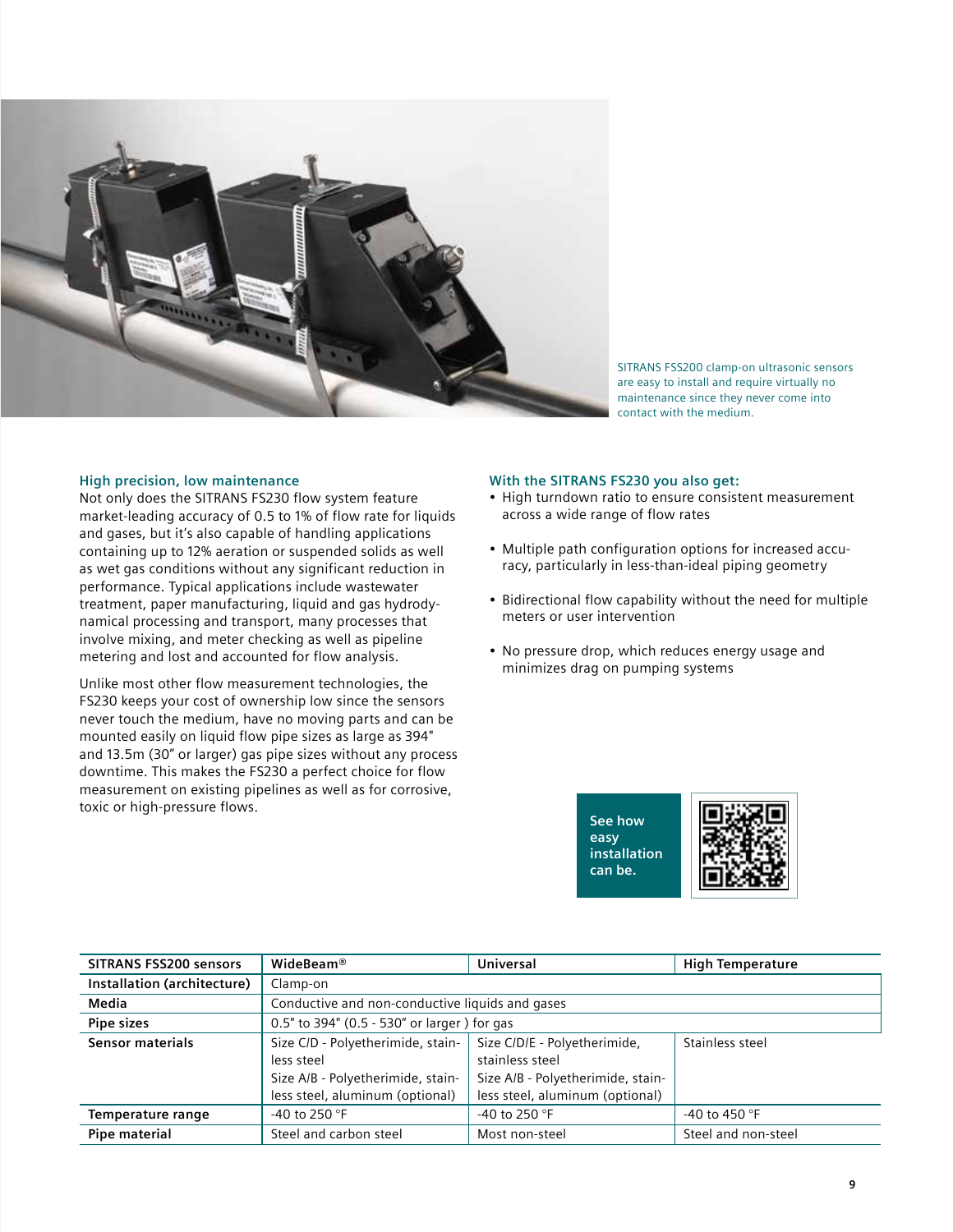SITRANS FSS200 clamp-on ultrasonic sensors are easy to install and require virtually no maintenance since they never come into contact with the medium.

### High precision, low maintenance

Not only does the SITRANS FS230 flow system feature market-leading accuracy of 0.5 to 1% of flow rate for liquids and gases, but it's also capable of handling applications containing up to 12% aeration or suspended solids as well as wet gas conditions without any significant reduction in performance. Typical applications include wastewater treatment, paper manufacturing, liquid and gas hydrodynamical processing and transport, many processes that involve mixing, and meter checking as well as pipeline metering and lost and accounted for flow analysis.

Unlike most other flow measurement technologies, the FS230 keeps your cost of ownership low since the sensors never touch the medium, have no moving parts and can be mounted easily on liquid flow pipe sizes as large as 394" and 13.5m (30" or larger) gas pipe sizes without any process downtime. This makes the FS230 a perfect choice for flow measurement on existing pipelines as well as for corrosive, toxic or high-pressure flows.

### With the SITRANS FS230 you also get:

- High turndown ratio to ensure consistent measurement across a wide range of flow rates
- Multiple path configuration options for increased accuracy, particularly in less-than-ideal piping geometry
- Bidirectional flow capability without the need for multiple meters or user intervention
- No pressure drop, which reduces energy usage and minimizes drag on pumping systems

**See how easy installation can be.**

| SITRANS FSS200 sensors | WideBeam® | Universal | High Temperature |
|---|---|---|---|
| Installation (architecture) | Clamp-on | | |
| Media | Conductive and non-conductive liquids and gases | | |
| Pipe sizes | 0.5" to 394" (0.5 - 530" or larger ) for gas | | |
| Sensor materials | Size C/D - Polyetherimide, stainless steel<br>Size A/B - Polyetherimide, stainless steel, aluminum (optional) | Size C/D/E - Polyetherimide, stainless steel<br>Size A/B - Polyetherimide, stainless steel, aluminum (optional) | Stainless steel |
| Temperature range | -40 to 250 °F | -40 to 250 °F | -40 to 450 °F |
| Pipe material | Steel and carbon steel | Most non-steel | Steel and non-steel |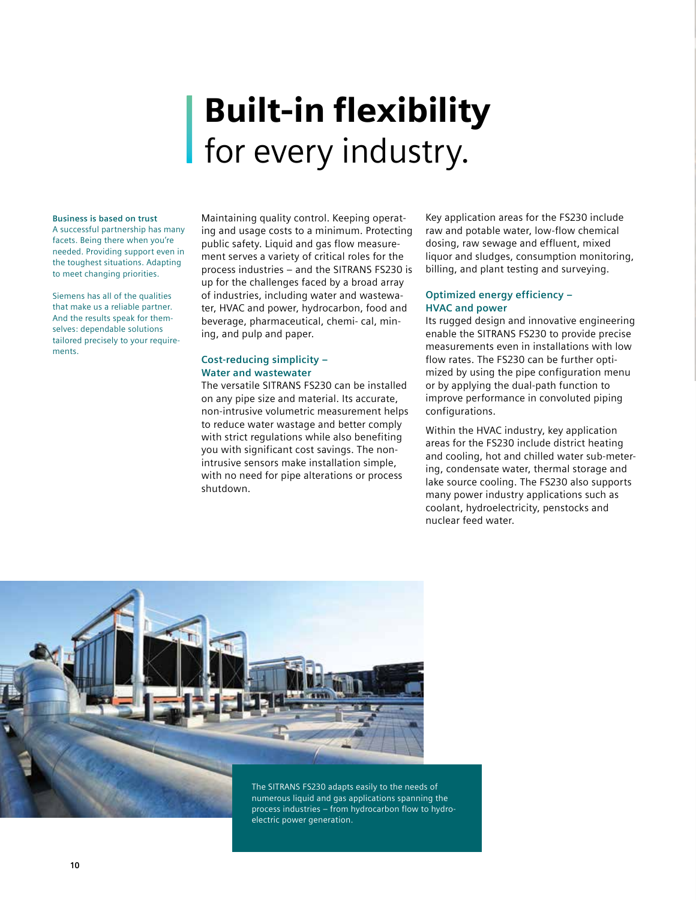# Built-in flexibility for every industry.

**Business is based on trust**
A successful partnership has many facets. Being there when you're needed. Providing support even in the toughest situations. Adapting to meet changing priorities.

Siemens has all of the qualities that make us a reliable partner. And the results speak for themselves: dependable solutions tailored precisely to your requirements.

Maintaining quality control. Keeping operating and usage costs to a minimum. Protecting public safety. Liquid and gas flow measurement serves a variety of critical roles for the process industries – and the SITRANS FS230 is up for the challenges faced by a broad array of industries, including water and wastewater, HVAC and power, hydrocarbon, food and beverage, pharmaceutical, chemical, mining, and pulp and paper.

## Cost-reducing simplicity – Water and wastewater

The versatile SITRANS FS230 can be installed on any pipe size and material. Its accurate, non-intrusive volumetric measurement helps to reduce water wastage and better comply with strict regulations while also benefiting you with significant cost savings. The non-intrusive sensors make installation simple, with no need for pipe alterations or process shutdown.

Key application areas for the FS230 include raw and potable water, low-flow chemical dosing, raw sewage and effluent, mixed liquor and sludges, consumption monitoring, billing, and plant testing and surveying.

## Optimized energy efficiency – HVAC and power

Its rugged design and innovative engineering enable the SITRANS FS230 to provide precise measurements even in installations with low flow rates. The FS230 can be further optimized by using the pipe configuration menu or by applying the dual-path function to improve performance in convoluted piping configurations.

Within the HVAC industry, key application areas for the FS230 include district heating and cooling, hot and chilled water sub-metering, condensate water, thermal storage and lake source cooling. The FS230 also supports many power industry applications such as coolant, hydroelectricity, penstocks and nuclear feed water.

The SITRANS FS230 adapts easily to the needs of numerous liquid and gas applications spanning the process industries – from hydrocarbon flow to hydroelectric power generation.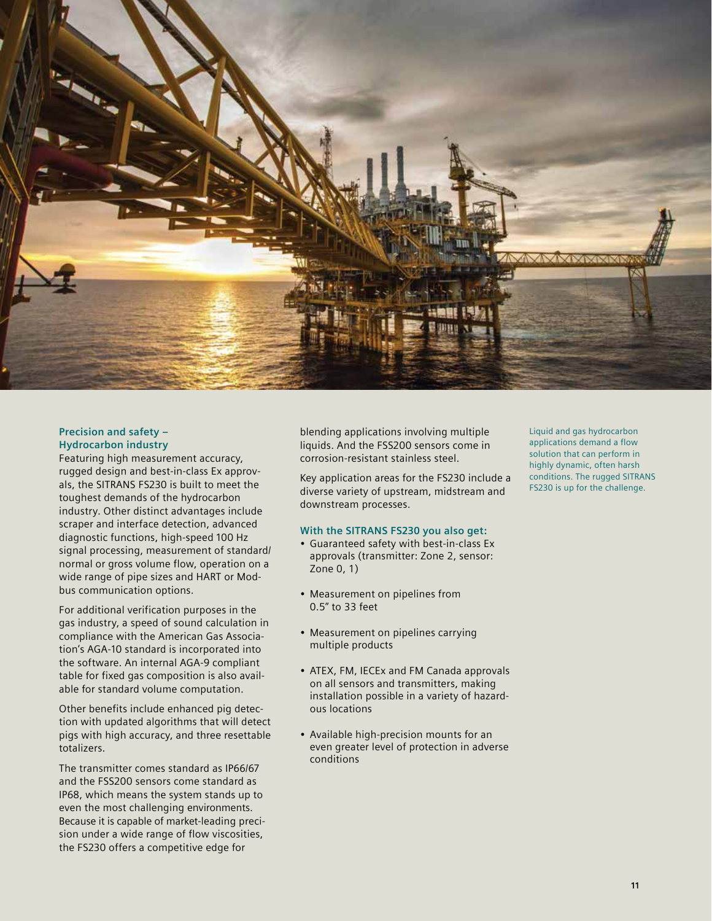## Precision and safety – Hydrocarbon industry

Featuring high measurement accuracy, rugged design and best-in-class Ex approvals, the SITRANS FS230 is built to meet the toughest demands of the hydrocarbon industry. Other distinct advantages include scraper and interface detection, advanced diagnostic functions, high-speed 100 Hz signal processing, measurement of standard/normal or gross volume flow, operation on a wide range of pipe sizes and HART or Modbus communication options.

For additional verification purposes in the gas industry, a speed of sound calculation in compliance with the American Gas Association's AGA-10 standard is incorporated into the software. An internal AGA-9 compliant table for fixed gas composition is also available for standard volume computation.

Other benefits include enhanced pig detection with updated algorithms that will detect pigs with high accuracy, and three resettable totalizers.

The transmitter comes standard as IP66/67 and the FSS200 sensors come standard as IP68, which means the system stands up to even the most challenging environments. Because it is capable of market-leading precision under a wide range of flow viscosities, the FS230 offers a competitive edge for blending applications involving multiple liquids. And the FSS200 sensors come in corrosion-resistant stainless steel.

Key application areas for the FS230 include a diverse variety of upstream, midstream and downstream processes.

### With the SITRANS FS230 you also get:

- Guaranteed safety with best-in-class Ex approvals (transmitter: Zone 2, sensor: Zone 0, 1)
- Measurement on pipelines from 0.5" to 33 feet
- Measurement on pipelines carrying multiple products
- ATEX, FM, IECEx and FM Canada approvals on all sensors and transmitters, making installation possible in a variety of hazardous locations
- Available high-precision mounts for an even greater level of protection in adverse conditions

Liquid and gas hydrocarbon applications demand a flow solution that can perform in highly dynamic, often harsh conditions. The rugged SITRANS FS230 is up for the challenge.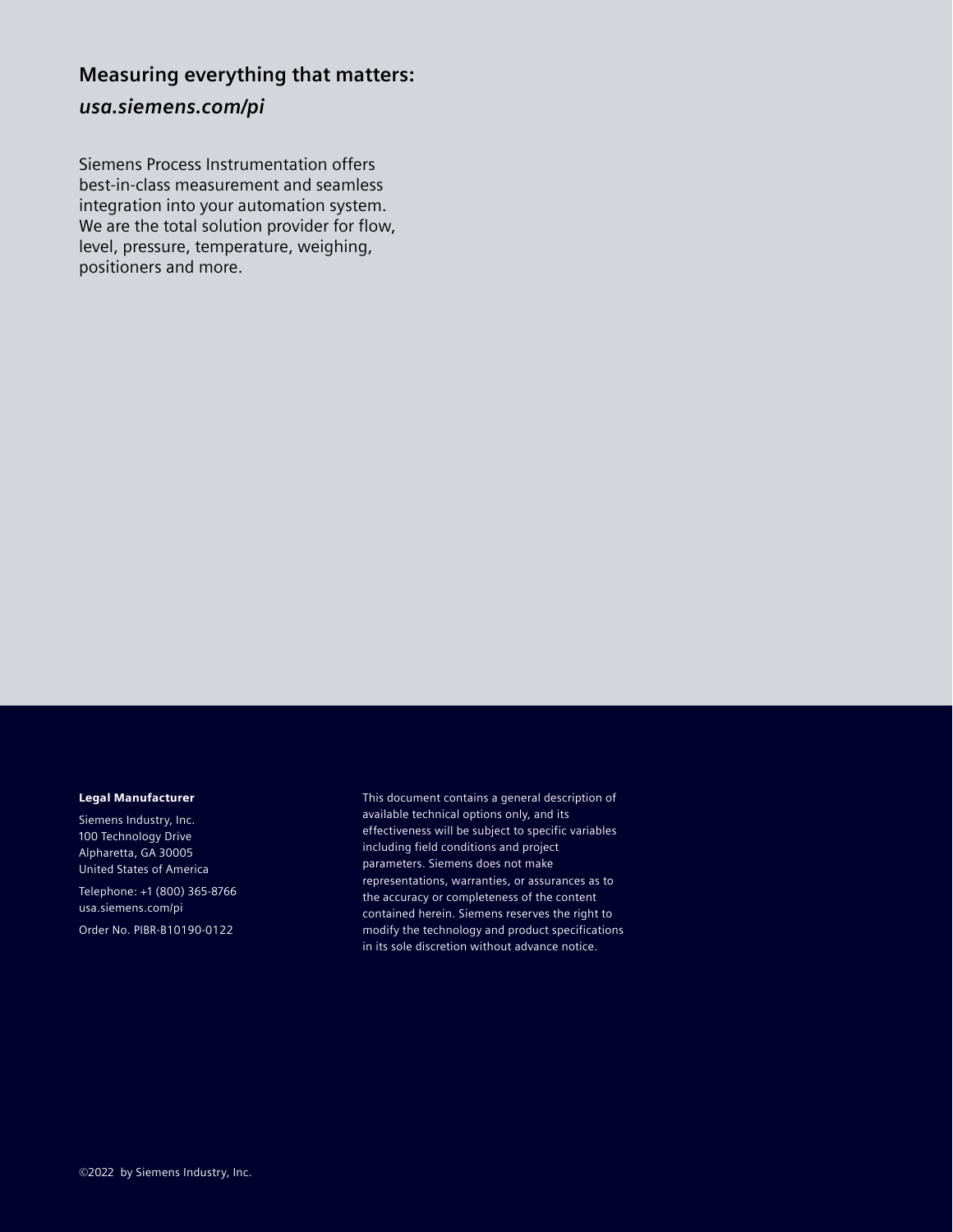**Measuring everything that matters:**

***usa.siemens.com/pi***

Siemens Process Instrumentation offers best-in-class measurement and seamless integration into your automation system. We are the total solution provider for flow, level, pressure, temperature, weighing, positioners and more.

**Legal Manufacturer**

Siemens Industry, Inc.
100 Technology Drive
Alpharetta, GA 30005
United States of America

Telephone: +1 (800) 365-8766
usa.siemens.com/pi

Order No. PIBR-B10190-0122

This document contains a general description of available technical options only, and its effectiveness will be subject to specific variables including field conditions and project parameters. Siemens does not make representations, warranties, or assurances as to the accuracy or completeness of the content contained herein. Siemens reserves the right to modify the technology and product specifications in its sole discretion without advance notice.

©2022 by Siemens Industry, Inc.